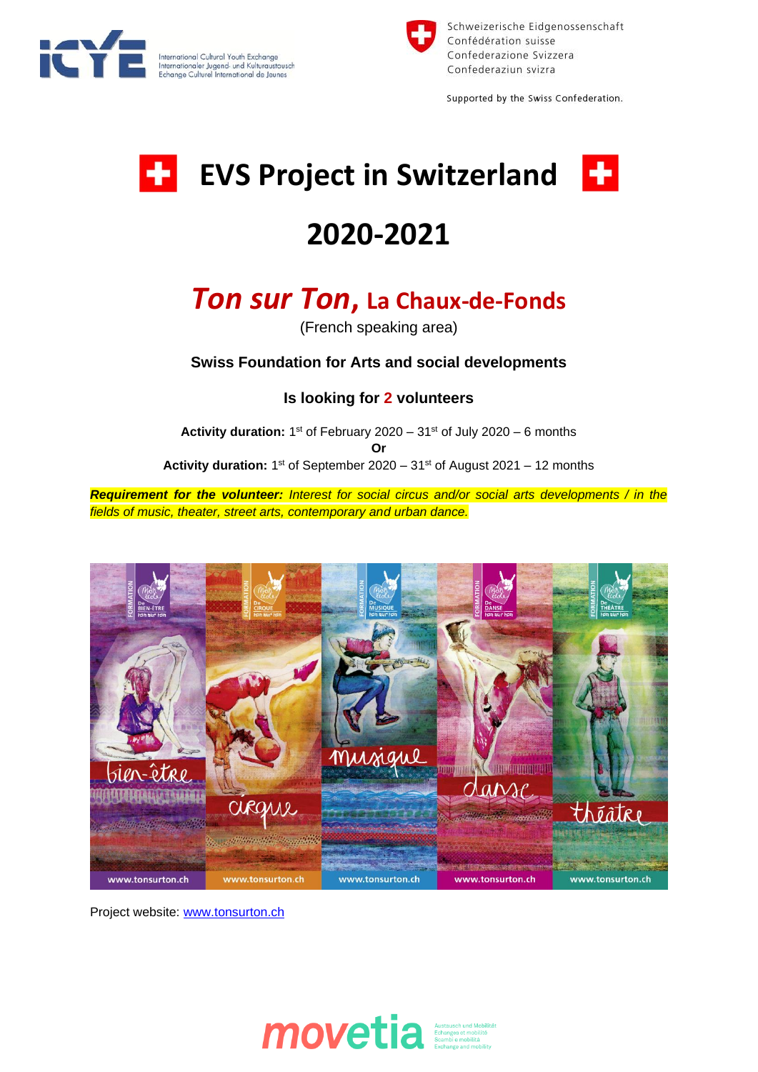International Cultural Youth Exchange
Internationaler Jugend- und Kulturaustausch
Echange Culturel International de Jeunes

Schweizerische Eidgenossenschaft
Confédération suisse
Confederazione Svizzera
Confederaziun svizra

Supported by the Swiss Confederation.

# EVS Project in Switzerland

# 2020-2021

## *Ton sur Ton,* La Chaux-de-Fonds

(French speaking area)

**Swiss Foundation for Arts and social developments**

**Is looking for 2 volunteers**

**Activity duration:** 1st of February 2020 – 31st of July 2020 – 6 months
**Or**
**Activity duration:** 1st of September 2020 – 31st of August 2021 – 12 months

***Requirement for the volunteer:*** *Interest for social circus and/or social arts developments / in the fields of music, theater, street arts, contemporary and urban dance.*

Project website: [www.tonsurton.ch](http://www.tonsurton.ch)

movetia — Austausch und Mobilität / Echanges et mobilité / Scambi e mobilità / Exchange and mobility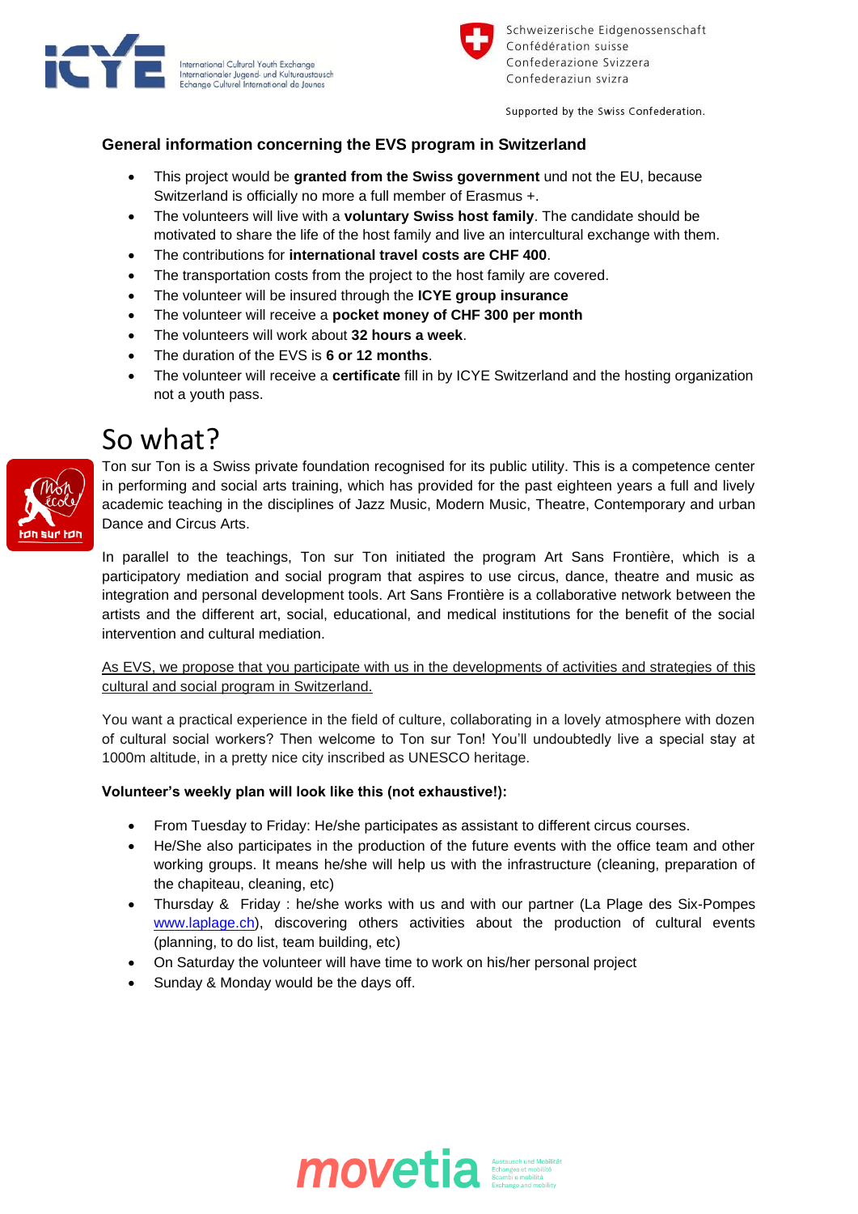### General information concerning the EVS program in Switzerland

- This project would be **granted from the Swiss government** und not the EU, because Switzerland is officially no more a full member of Erasmus +.
- The volunteers will live with a **voluntary Swiss host family**. The candidate should be motivated to share the life of the host family and live an intercultural exchange with them.
- The contributions for **international travel costs are CHF 400**.
- The transportation costs from the project to the host family are covered.
- The volunteer will be insured through the **ICYE group insurance**
- The volunteer will receive a **pocket money of CHF 300 per month**
- The volunteers will work about **32 hours a week**.
- The duration of the EVS is **6 or 12 months**.
- The volunteer will receive a **certificate** fill in by ICYE Switzerland and the hosting organization not a youth pass.

# So what?

Ton sur Ton is a Swiss private foundation recognised for its public utility. This is a competence center in performing and social arts training, which has provided for the past eighteen years a full and lively academic teaching in the disciplines of Jazz Music, Modern Music, Theatre, Contemporary and urban Dance and Circus Arts.

In parallel to the teachings, Ton sur Ton initiated the program Art Sans Frontière, which is a participatory mediation and social program that aspires to use circus, dance, theatre and music as integration and personal development tools. Art Sans Frontière is a collaborative network between the artists and the different art, social, educational, and medical institutions for the benefit of the social intervention and cultural mediation.

As EVS, we propose that you participate with us in the developments of activities and strategies of this cultural and social program in Switzerland.

You want a practical experience in the field of culture, collaborating in a lovely atmosphere with dozen of cultural social workers? Then welcome to Ton sur Ton! You'll undoubtedly live a special stay at 1000m altitude, in a pretty nice city inscribed as UNESCO heritage.

**Volunteer's weekly plan will look like this (not exhaustive!):**

- From Tuesday to Friday: He/she participates as assistant to different circus courses.
- He/She also participates in the production of the future events with the office team and other working groups. It means he/she will help us with the infrastructure (cleaning, preparation of the chapiteau, cleaning, etc)
- Thursday & Friday : he/she works with us and with our partner (La Plage des Six-Pompes www.laplage.ch), discovering others activities about the production of cultural events (planning, to do list, team building, etc)
- On Saturday the volunteer will have time to work on his/her personal project
- Sunday & Monday would be the days off.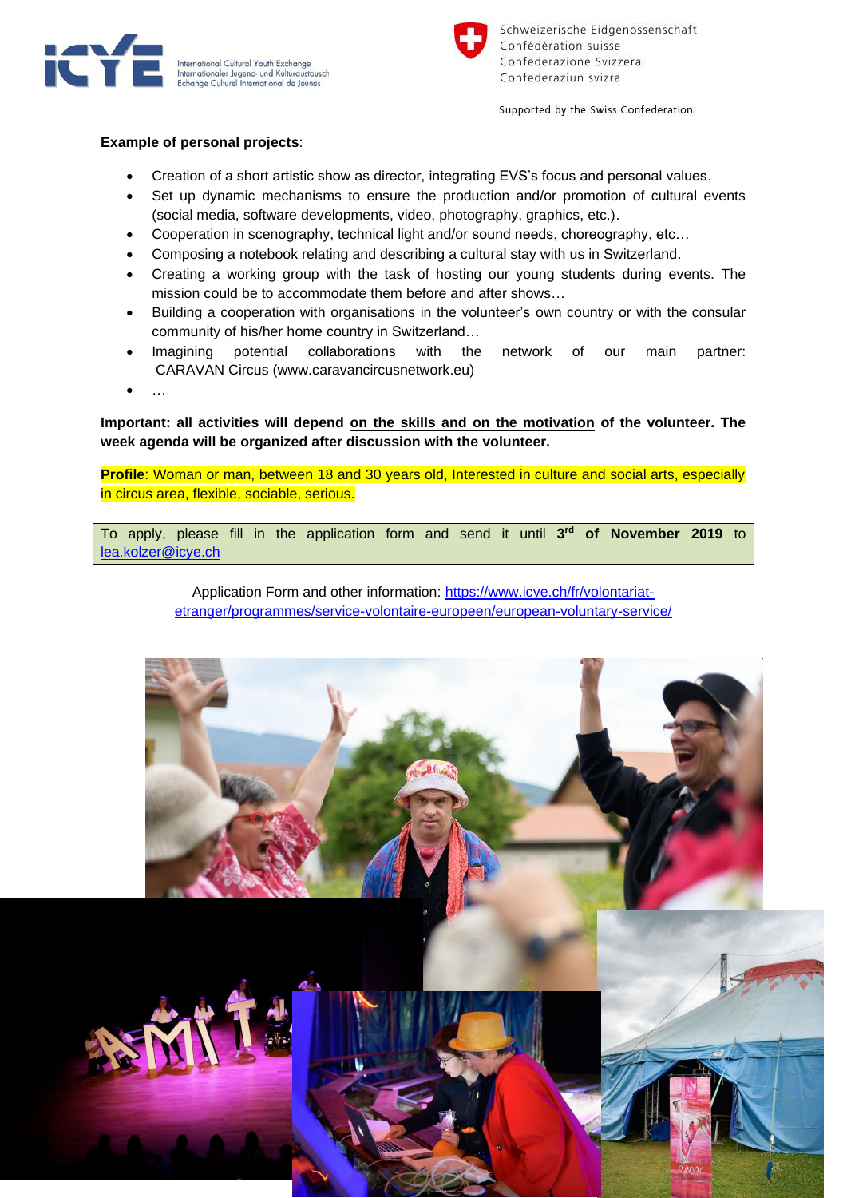**Example of personal projects**:

- Creation of a short artistic show as director, integrating EVS's focus and personal values.
- Set up dynamic mechanisms to ensure the production and/or promotion of cultural events (social media, software developments, video, photography, graphics, etc.).
- Cooperation in scenography, technical light and/or sound needs, choreography, etc…
- Composing a notebook relating and describing a cultural stay with us in Switzerland.
- Creating a working group with the task of hosting our young students during events. The mission could be to accommodate them before and after shows…
- Building a cooperation with organisations in the volunteer's own country or with the consular community of his/her home country in Switzerland…
- Imagining potential collaborations with the network of our main partner: CARAVAN Circus (www.caravancircusnetwork.eu)
- …

**Important: all activities will depend on the skills and on the motivation of the volunteer. The week agenda will be organized after discussion with the volunteer.**

**Profile**: Woman or man, between 18 and 30 years old, Interested in culture and social arts, especially in circus area, flexible, sociable, serious.

To apply, please fill in the application form and send it until **3rd of November 2019** to lea.kolzer@icye.ch

Application Form and other information: https://www.icye.ch/fr/volontariat-etranger/programmes/service-volontaire-europeen/european-voluntary-service/